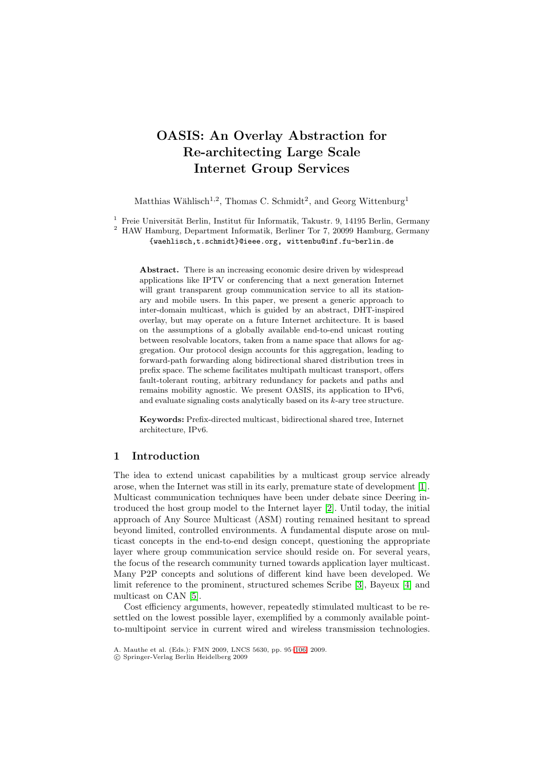# OASIS: An Overlay Abstraction for Re-architecting Large Scale Internet Group Services

Matthias Wählisch[1,2], Thomas C. Schmidt[2], and Georg Wittenburg[1]

[1] Freie Universität Berlin, Institut für Informatik, Takustr. 9, 14195 Berlin, Germany
[2] HAW Hamburg, Department Informatik, Berliner Tor 7, 20099 Hamburg, Germany
{waehlisch,t.schmidt}@ieee.org, wittenbu@inf.fu-berlin.de

**Abstract.** There is an increasing economic desire driven by widespread applications like IPTV or conferencing that a next generation Internet will grant transparent group communication service to all its stationary and mobile users. In this paper, we present a generic approach to inter-domain multicast, which is guided by an abstract, DHT-inspired overlay, but may operate on a future Internet architecture. It is based on the assumptions of a globally available end-to-end unicast routing between resolvable locators, taken from a name space that allows for aggregation. Our protocol design accounts for this aggregation, leading to forward-path forwarding along bidirectional shared distribution trees in prefix space. The scheme facilitates multipath multicast transport, offers fault-tolerant routing, arbitrary redundancy for packets and paths and remains mobility agnostic. We present OASIS, its application to IPv6, and evaluate signaling costs analytically based on its $k$-ary tree structure.

**Keywords:** Prefix-directed multicast, bidirectional shared tree, Internet architecture, IPv6.

## 1 Introduction

The idea to extend unicast capabilities by a multicast group service already arose, when the Internet was still in its early, premature state of development [1]. Multicast communication techniques have been under debate since Deering introduced the host group model to the Internet layer [2]. Until today, the initial approach of Any Source Multicast (ASM) routing remained hesitant to spread beyond limited, controlled environments. A fundamental dispute arose on multicast concepts in the end-to-end design concept, questioning the appropriate layer where group communication service should reside on. For several years, the focus of the research community turned towards application layer multicast. Many P2P concepts and solutions of different kind have been developed. We limit reference to the prominent, structured schemes Scribe [3], Bayeux [4] and multicast on CAN [5].

Cost efficiency arguments, however, repeatedly stimulated multicast to be resettled on the lowest possible layer, exemplified by a commonly available point-to-multipoint service in current wired and wireless transmission technologies.

A. Mauthe et al. (Eds.): FMN 2009, LNCS 5630, pp. 95–106, 2009.
© Springer-Verlag Berlin Heidelberg 2009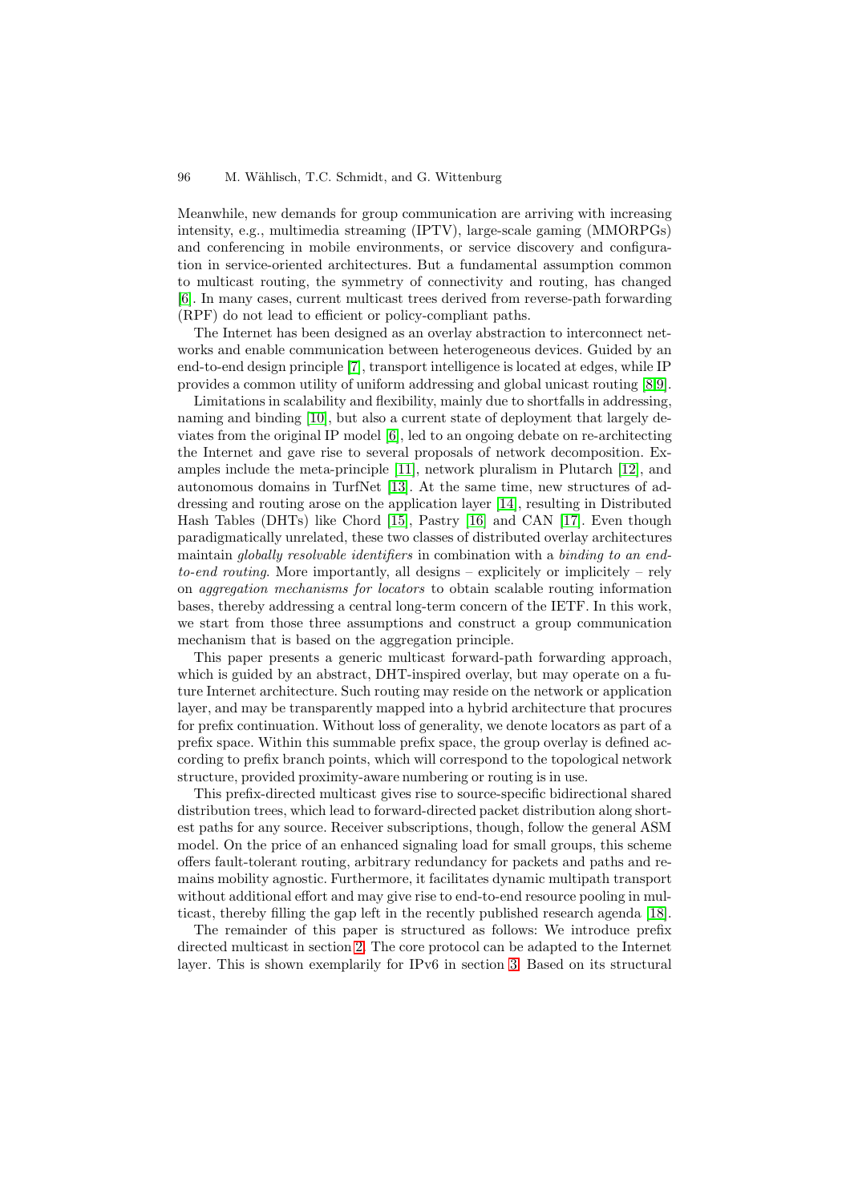Meanwhile, new demands for group communication are arriving with increasing intensity, e.g., multimedia streaming (IPTV), large-scale gaming (MMORPGs) and conferencing in mobile environments, or service discovery and configuration in service-oriented architectures. But a fundamental assumption common to multicast routing, the symmetry of connectivity and routing, has changed [6]. In many cases, current multicast trees derived from reverse-path forwarding (RPF) do not lead to efficient or policy-compliant paths.

The Internet has been designed as an overlay abstraction to interconnect networks and enable communication between heterogeneous devices. Guided by an end-to-end design principle [7], transport intelligence is located at edges, while IP provides a common utility of uniform addressing and global unicast routing [8,9].

Limitations in scalability and flexibility, mainly due to shortfalls in addressing, naming and binding [10], but also a current state of deployment that largely deviates from the original IP model [6], led to an ongoing debate on re-architecting the Internet and gave rise to several proposals of network decomposition. Examples include the meta-principle [11], network pluralism in Plutarch [12], and autonomous domains in TurfNet [13]. At the same time, new structures of addressing and routing arose on the application layer [14], resulting in Distributed Hash Tables (DHTs) like Chord [15], Pastry [16] and CAN [17]. Even though paradigmatically unrelated, these two classes of distributed overlay architectures maintain *globally resolvable identifiers* in combination with a *binding to an end-to-end routing*. More importantly, all designs – explicitely or implicitely – rely on *aggregation mechanisms for locators* to obtain scalable routing information bases, thereby addressing a central long-term concern of the IETF. In this work, we start from those three assumptions and construct a group communication mechanism that is based on the aggregation principle.

This paper presents a generic multicast forward-path forwarding approach, which is guided by an abstract, DHT-inspired overlay, but may operate on a future Internet architecture. Such routing may reside on the network or application layer, and may be transparently mapped into a hybrid architecture that procures for prefix continuation. Without loss of generality, we denote locators as part of a prefix space. Within this summable prefix space, the group overlay is defined according to prefix branch points, which will correspond to the topological network structure, provided proximity-aware numbering or routing is in use.

This prefix-directed multicast gives rise to source-specific bidirectional shared distribution trees, which lead to forward-directed packet distribution along shortest paths for any source. Receiver subscriptions, though, follow the general ASM model. On the price of an enhanced signaling load for small groups, this scheme offers fault-tolerant routing, arbitrary redundancy for packets and paths and remains mobility agnostic. Furthermore, it facilitates dynamic multipath transport without additional effort and may give rise to end-to-end resource pooling in multicast, thereby filling the gap left in the recently published research agenda [18].

The remainder of this paper is structured as follows: We introduce prefix directed multicast in section 2. The core protocol can be adapted to the Internet layer. This is shown exemplarily for IPv6 in section 3. Based on its structural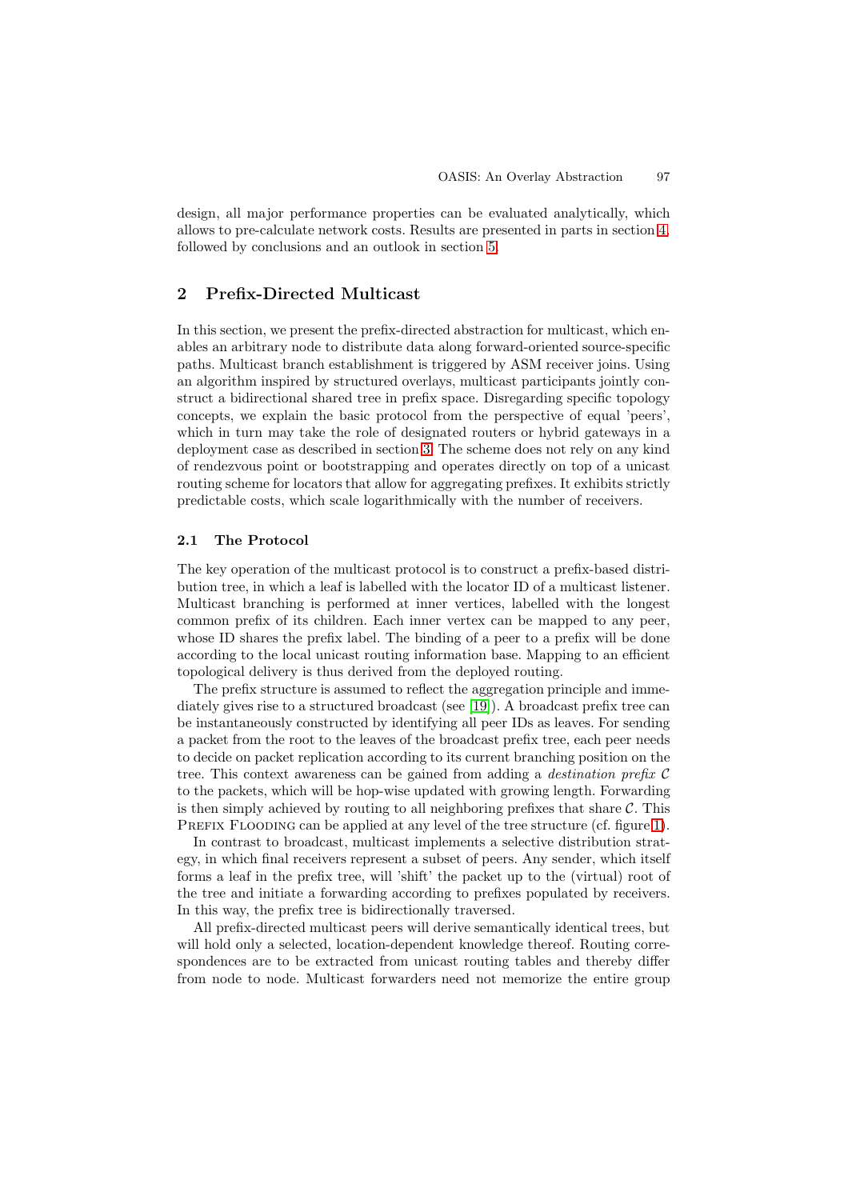design, all major performance properties can be evaluated analytically, which allows to pre-calculate network costs. Results are presented in parts in section 4, followed by conclusions and an outlook in section 5.

## 2 Prefix-Directed Multicast

In this section, we present the prefix-directed abstraction for multicast, which enables an arbitrary node to distribute data along forward-oriented source-specific paths. Multicast branch establishment is triggered by ASM receiver joins. Using an algorithm inspired by structured overlays, multicast participants jointly construct a bidirectional shared tree in prefix space. Disregarding specific topology concepts, we explain the basic protocol from the perspective of equal 'peers', which in turn may take the role of designated routers or hybrid gateways in a deployment case as described in section 3. The scheme does not rely on any kind of rendezvous point or bootstrapping and operates directly on top of a unicast routing scheme for locators that allow for aggregating prefixes. It exhibits strictly predictable costs, which scale logarithmically with the number of receivers.

### 2.1 The Protocol

The key operation of the multicast protocol is to construct a prefix-based distribution tree, in which a leaf is labelled with the locator ID of a multicast listener. Multicast branching is performed at inner vertices, labelled with the longest common prefix of its children. Each inner vertex can be mapped to any peer, whose ID shares the prefix label. The binding of a peer to a prefix will be done according to the local unicast routing information base. Mapping to an efficient topological delivery is thus derived from the deployed routing.

The prefix structure is assumed to reflect the aggregation principle and immediately gives rise to a structured broadcast (see [19]). A broadcast prefix tree can be instantaneously constructed by identifying all peer IDs as leaves. For sending a packet from the root to the leaves of the broadcast prefix tree, each peer needs to decide on packet replication according to its current branching position on the tree. This context awareness can be gained from adding a *destination prefix* $\mathcal{C}$ to the packets, which will be hop-wise updated with growing length. Forwarding is then simply achieved by routing to all neighboring prefixes that share $\mathcal{C}$. This Prefix Flooding can be applied at any level of the tree structure (cf. figure 1).

In contrast to broadcast, multicast implements a selective distribution strategy, in which final receivers represent a subset of peers. Any sender, which itself forms a leaf in the prefix tree, will 'shift' the packet up to the (virtual) root of the tree and initiate a forwarding according to prefixes populated by receivers. In this way, the prefix tree is bidirectionally traversed.

All prefix-directed multicast peers will derive semantically identical trees, but will hold only a selected, location-dependent knowledge thereof. Routing correspondences are to be extracted from unicast routing tables and thereby differ from node to node. Multicast forwarders need not memorize the entire group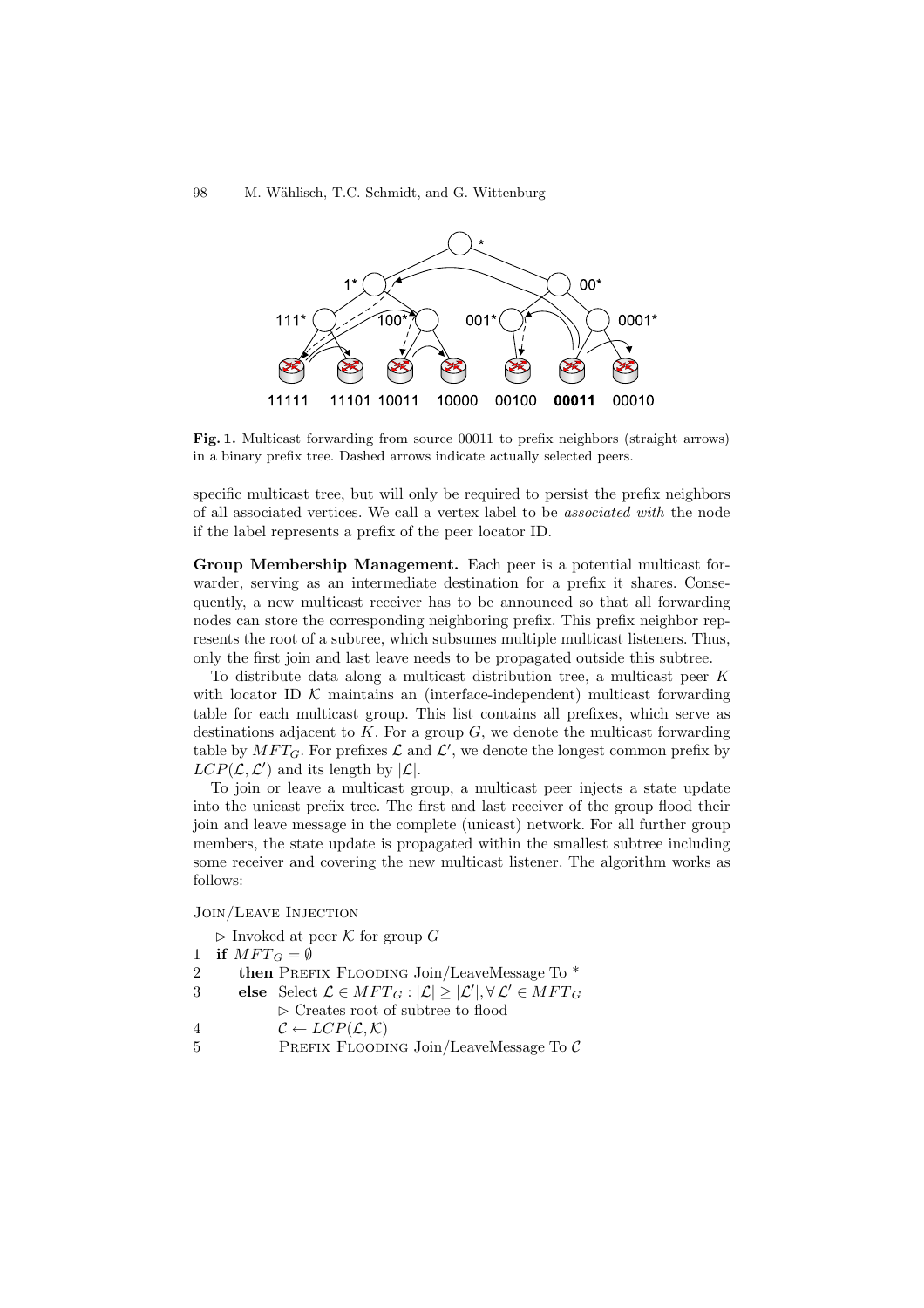Fig. 1. Multicast forwarding from source 00011 to prefix neighbors (straight arrows) in a binary prefix tree. Dashed arrows indicate actually selected peers.

specific multicast tree, but will only be required to persist the prefix neighbors of all associated vertices. We call a vertex label to be *associated with* the node if the label represents a prefix of the peer locator ID.

**Group Membership Management.** Each peer is a potential multicast forwarder, serving as an intermediate destination for a prefix it shares. Consequently, a new multicast receiver has to be announced so that all forwarding nodes can store the corresponding neighboring prefix. This prefix neighbor represents the root of a subtree, which subsumes multiple multicast listeners. Thus, only the first join and last leave needs to be propagated outside this subtree.

To distribute data along a multicast distribution tree, a multicast peer $K$ with locator ID $\mathcal{K}$ maintains an (interface-independent) multicast forwarding table for each multicast group. This list contains all prefixes, which serve as destinations adjacent to $K$. For a group $G$, we denote the multicast forwarding table by $MFT_G$. For prefixes $\mathcal{L}$ and $\mathcal{L}'$, we denote the longest common prefix by $LCP(\mathcal{L}, \mathcal{L}')$ and its length by $|\mathcal{L}|$.

To join or leave a multicast group, a multicast peer injects a state update into the unicast prefix tree. The first and last receiver of the group flood their join and leave message in the complete (unicast) network. For all further group members, the state update is propagated within the smallest subtree including some receiver and covering the new multicast listener. The algorithm works as follows:

Join/Leave Injection

```
   ▷ Invoked at peer 𝒦 for group G
1  if MFT_G = ∅
2     then Prefix Flooding Join/LeaveMessage To *
3     else Select ℒ ∈ MFT_G : |ℒ| ≥ |ℒ'|, ∀ ℒ' ∈ MFT_G
            ▷ Creates root of subtree to flood
4           𝒞 ← LCP(ℒ, 𝒦)
5           Prefix Flooding Join/LeaveMessage To 𝒞
```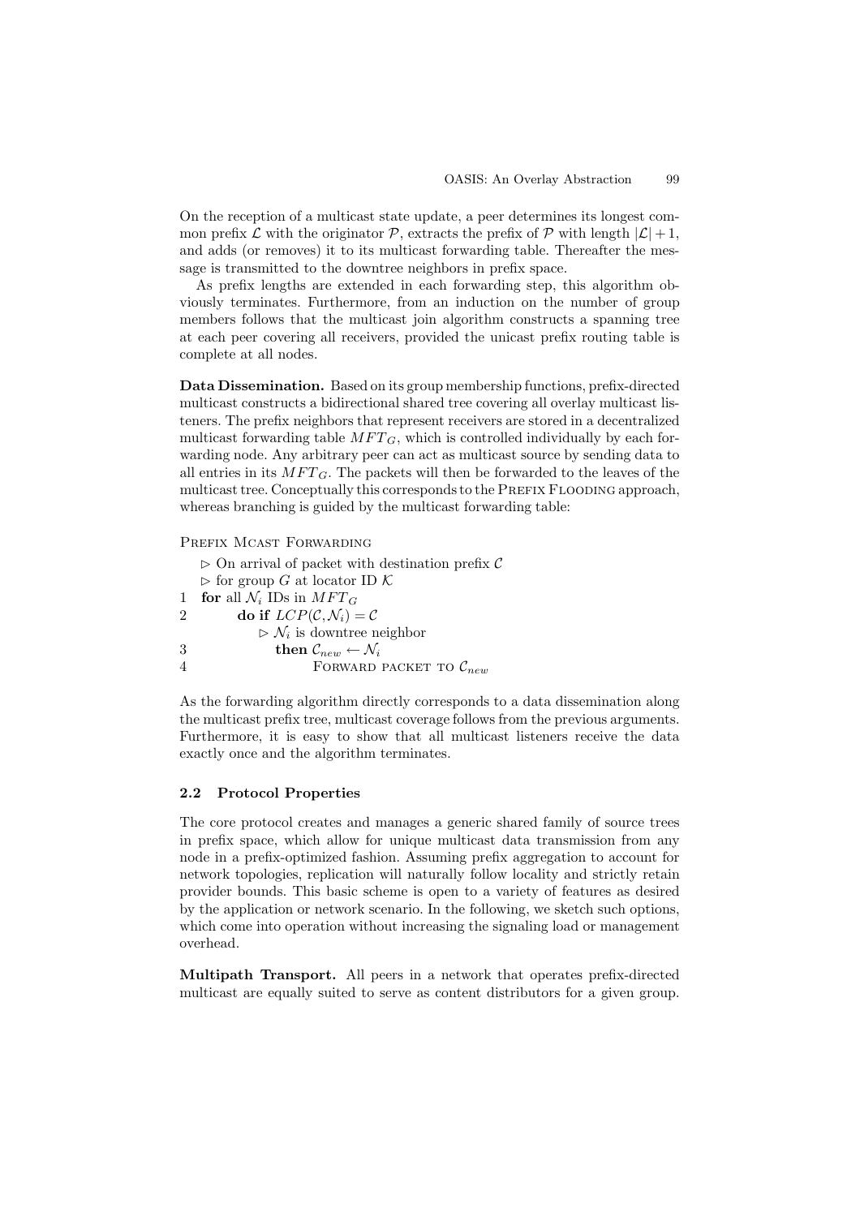On the reception of a multicast state update, a peer determines its longest common prefix $\mathcal{L}$ with the originator $\mathcal{P}$, extracts the prefix of $\mathcal{P}$ with length $|\mathcal{L}|+1$, and adds (or removes) it to its multicast forwarding table. Thereafter the message is transmitted to the downtree neighbors in prefix space.

As prefix lengths are extended in each forwarding step, this algorithm obviously terminates. Furthermore, from an induction on the number of group members follows that the multicast join algorithm constructs a spanning tree at each peer covering all receivers, provided the unicast prefix routing table is complete at all nodes.

**Data Dissemination.** Based on its group membership functions, prefix-directed multicast constructs a bidirectional shared tree covering all overlay multicast listeners. The prefix neighbors that represent receivers are stored in a decentralized multicast forwarding table $MFT_G$, which is controlled individually by each forwarding node. Any arbitrary peer can act as multicast source by sending data to all entries in its $MFT_G$. The packets will then be forwarded to the leaves of the multicast tree. Conceptually this corresponds to the Prefix Flooding approach, whereas branching is guided by the multicast forwarding table:

Prefix Mcast Forwarding

```
  ▷ On arrival of packet with destination prefix C
  ▷ for group G at locator ID K
1 for all N_i IDs in MFT_G
2     do if LCP(C, N_i) = C
            ▷ N_i is downtree neighbor
3           then C_new ← N_i
4                FORWARD PACKET TO C_new
```

As the forwarding algorithm directly corresponds to a data dissemination along the multicast prefix tree, multicast coverage follows from the previous arguments. Furthermore, it is easy to show that all multicast listeners receive the data exactly once and the algorithm terminates.

### 2.2 Protocol Properties

The core protocol creates and manages a generic shared family of source trees in prefix space, which allow for unique multicast data transmission from any node in a prefix-optimized fashion. Assuming prefix aggregation to account for network topologies, replication will naturally follow locality and strictly retain provider bounds. This basic scheme is open to a variety of features as desired by the application or network scenario. In the following, we sketch such options, which come into operation without increasing the signaling load or management overhead.

**Multipath Transport.** All peers in a network that operates prefix-directed multicast are equally suited to serve as content distributors for a given group.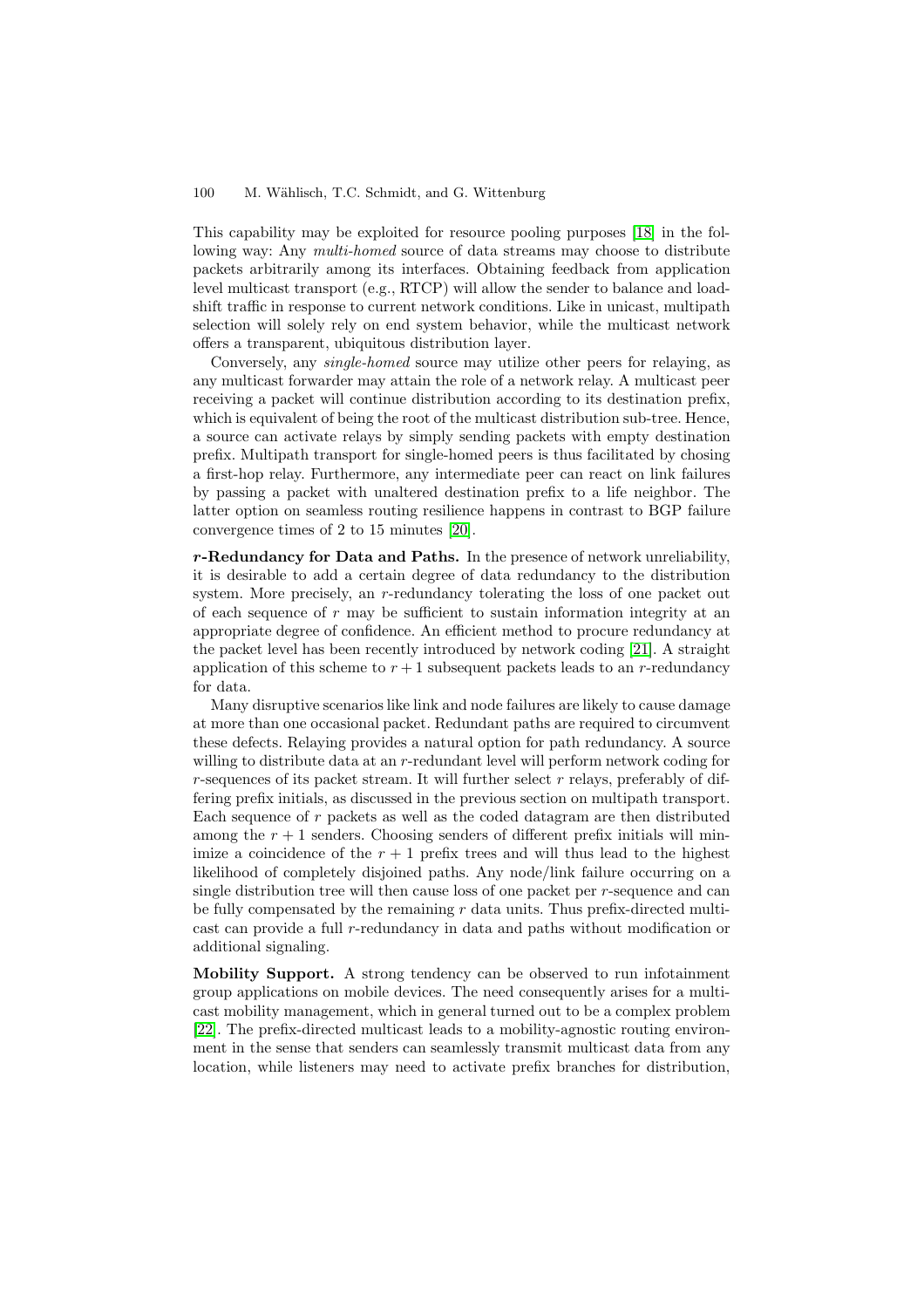This capability may be exploited for resource pooling purposes [18] in the following way: Any *multi-homed* source of data streams may choose to distribute packets arbitrarily among its interfaces. Obtaining feedback from application level multicast transport (e.g., RTCP) will allow the sender to balance and load-shift traffic in response to current network conditions. Like in unicast, multipath selection will solely rely on end system behavior, while the multicast network offers a transparent, ubiquitous distribution layer.

Conversely, any *single-homed* source may utilize other peers for relaying, as any multicast forwarder may attain the role of a network relay. A multicast peer receiving a packet will continue distribution according to its destination prefix, which is equivalent of being the root of the multicast distribution sub-tree. Hence, a source can activate relays by simply sending packets with empty destination prefix. Multipath transport for single-homed peers is thus facilitated by chosing a first-hop relay. Furthermore, any intermediate peer can react on link failures by passing a packet with unaltered destination prefix to a life neighbor. The latter option on seamless routing resilience happens in contrast to BGP failure convergence times of 2 to 15 minutes [20].

**$r$-Redundancy for Data and Paths.** In the presence of network unreliability, it is desirable to add a certain degree of data redundancy to the distribution system. More precisely, an $r$-redundancy tolerating the loss of one packet out of each sequence of $r$ may be sufficient to sustain information integrity at an appropriate degree of confidence. An efficient method to procure redundancy at the packet level has been recently introduced by network coding [21]. A straight application of this scheme to $r + 1$ subsequent packets leads to an $r$-redundancy for data.

Many disruptive scenarios like link and node failures are likely to cause damage at more than one occasional packet. Redundant paths are required to circumvent these defects. Relaying provides a natural option for path redundancy. A source willing to distribute data at an $r$-redundant level will perform network coding for $r$-sequences of its packet stream. It will further select $r$ relays, preferably of differing prefix initials, as discussed in the previous section on multipath transport. Each sequence of $r$ packets as well as the coded datagram are then distributed among the $r + 1$ senders. Choosing senders of different prefix initials will minimize a coincidence of the $r + 1$ prefix trees and will thus lead to the highest likelihood of completely disjoined paths. Any node/link failure occurring on a single distribution tree will then cause loss of one packet per $r$-sequence and can be fully compensated by the remaining $r$ data units. Thus prefix-directed multicast can provide a full $r$-redundancy in data and paths without modification or additional signaling.

**Mobility Support.** A strong tendency can be observed to run infotainment group applications on mobile devices. The need consequently arises for a multicast mobility management, which in general turned out to be a complex problem [22]. The prefix-directed multicast leads to a mobility-agnostic routing environment in the sense that senders can seamlessly transmit multicast data from any location, while listeners may need to activate prefix branches for distribution,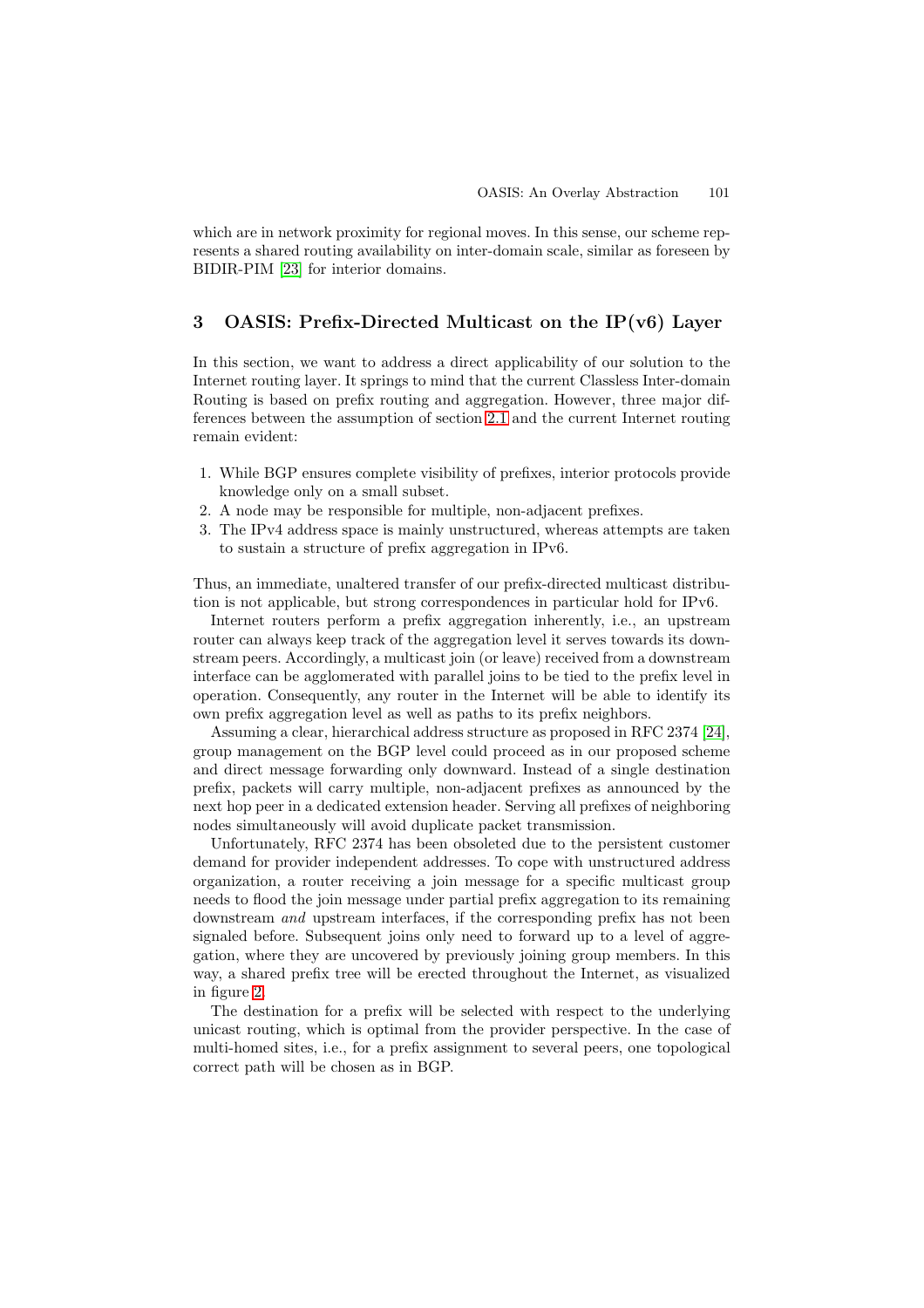which are in network proximity for regional moves. In this sense, our scheme represents a shared routing availability on inter-domain scale, similar as foreseen by BIDIR-PIM [23] for interior domains.

## 3 OASIS: Prefix-Directed Multicast on the IP(v6) Layer

In this section, we want to address a direct applicability of our solution to the Internet routing layer. It springs to mind that the current Classless Inter-domain Routing is based on prefix routing and aggregation. However, three major differences between the assumption of section 2.1 and the current Internet routing remain evident:

1. While BGP ensures complete visibility of prefixes, interior protocols provide knowledge only on a small subset.
2. A node may be responsible for multiple, non-adjacent prefixes.
3. The IPv4 address space is mainly unstructured, whereas attempts are taken to sustain a structure of prefix aggregation in IPv6.

Thus, an immediate, unaltered transfer of our prefix-directed multicast distribution is not applicable, but strong correspondences in particular hold for IPv6.

Internet routers perform a prefix aggregation inherently, i.e., an upstream router can always keep track of the aggregation level it serves towards its downstream peers. Accordingly, a multicast join (or leave) received from a downstream interface can be agglomerated with parallel joins to be tied to the prefix level in operation. Consequently, any router in the Internet will be able to identify its own prefix aggregation level as well as paths to its prefix neighbors.

Assuming a clear, hierarchical address structure as proposed in RFC 2374 [24], group management on the BGP level could proceed as in our proposed scheme and direct message forwarding only downward. Instead of a single destination prefix, packets will carry multiple, non-adjacent prefixes as announced by the next hop peer in a dedicated extension header. Serving all prefixes of neighboring nodes simultaneously will avoid duplicate packet transmission.

Unfortunately, RFC 2374 has been obsoleted due to the persistent customer demand for provider independent addresses. To cope with unstructured address organization, a router receiving a join message for a specific multicast group needs to flood the join message under partial prefix aggregation to its remaining downstream *and* upstream interfaces, if the corresponding prefix has not been signaled before. Subsequent joins only need to forward up to a level of aggregation, where they are uncovered by previously joining group members. In this way, a shared prefix tree will be erected throughout the Internet, as visualized in figure 2.

The destination for a prefix will be selected with respect to the underlying unicast routing, which is optimal from the provider perspective. In the case of multi-homed sites, i.e., for a prefix assignment to several peers, one topological correct path will be chosen as in BGP.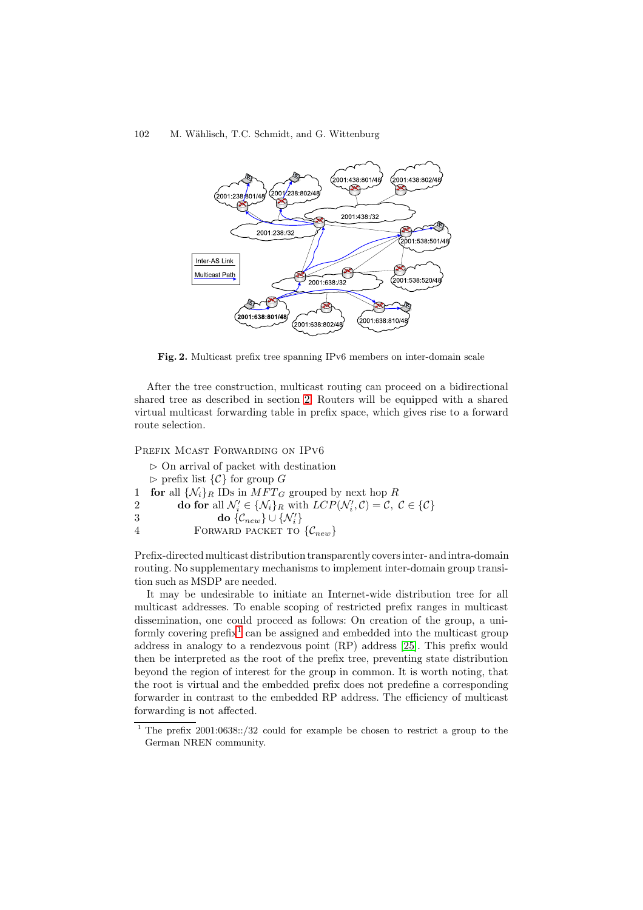Fig. 2. Multicast prefix tree spanning IPv6 members on inter-domain scale

After the tree construction, multicast routing can proceed on a bidirectional shared tree as described in section 2. Routers will be equipped with a shared virtual multicast forwarding table in prefix space, which gives rise to a forward route selection.

PREFIX MCAST FORWARDING ON IPV6

$\triangleright$ On arrival of packet with destination
$\triangleright$ prefix list $\{\mathcal{C}\}$ for group $G$

1 **for** all $\{\mathcal{N}_i\}_R$ IDs in $MFT_G$ grouped by next hop $R$
2 **do for** all $\mathcal{N}'_i \in \{\mathcal{N}_i\}_R$ with $LCP(\mathcal{N}'_i, \mathcal{C}) = \mathcal{C},\ \mathcal{C} \in \{\mathcal{C}\}$
3 **do** $\{\mathcal{C}_{new}\} \cup \{\mathcal{N}'_i\}$
4 FORWARD PACKET TO $\{\mathcal{C}_{new}\}$

Prefix-directed multicast distribution transparently covers inter- and intra-domain routing. No supplementary mechanisms to implement inter-domain group transition such as MSDP are needed.

It may be undesirable to initiate an Internet-wide distribution tree for all multicast addresses. To enable scoping of restricted prefix ranges in multicast dissemination, one could proceed as follows: On creation of the group, a uniformly covering prefix[1] can be assigned and embedded into the multicast group address in analogy to a rendezvous point (RP) address [25]. This prefix would then be interpreted as the root of the prefix tree, preventing state distribution beyond the region of interest for the group in common. It is worth noting, that the root is virtual and the embedded prefix does not predefine a corresponding forwarder in contrast to the embedded RP address. The efficiency of multicast forwarding is not affected.

[1] The prefix 2001:0638::/32 could for example be chosen to restrict a group to the German NREN community.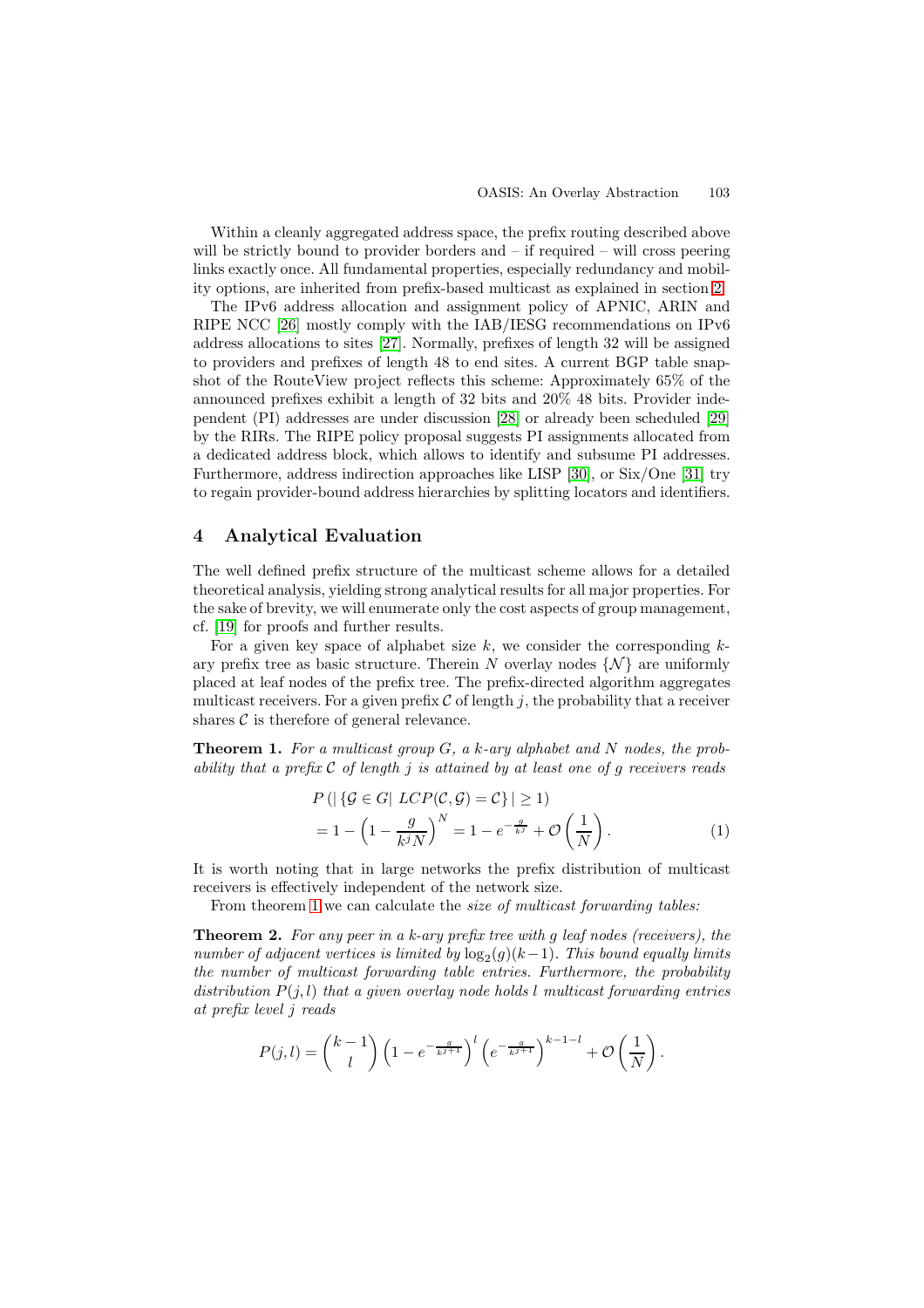Within a cleanly aggregated address space, the prefix routing described above will be strictly bound to provider borders and – if required – will cross peering links exactly once. All fundamental properties, especially redundancy and mobility options, are inherited from prefix-based multicast as explained in section 2.

The IPv6 address allocation and assignment policy of APNIC, ARIN and RIPE NCC [26] mostly comply with the IAB/IESG recommendations on IPv6 address allocations to sites [27]. Normally, prefixes of length 32 will be assigned to providers and prefixes of length 48 to end sites. A current BGP table snapshot of the RouteView project reflects this scheme: Approximately 65% of the announced prefixes exhibit a length of 32 bits and 20% 48 bits. Provider independent (PI) addresses are under discussion [28] or already been scheduled [29] by the RIRs. The RIPE policy proposal suggests PI assignments allocated from a dedicated address block, which allows to identify and subsume PI addresses. Furthermore, address indirection approaches like LISP [30], or Six/One [31] try to regain provider-bound address hierarchies by splitting locators and identifiers.

## 4 Analytical Evaluation

The well defined prefix structure of the multicast scheme allows for a detailed theoretical analysis, yielding strong analytical results for all major properties. For the sake of brevity, we will enumerate only the cost aspects of group management, cf. [19] for proofs and further results.

For a given key space of alphabet size $k$, we consider the corresponding $k$-ary prefix tree as basic structure. Therein $N$ overlay nodes $\{\mathcal{N}\}$ are uniformly placed at leaf nodes of the prefix tree. The prefix-directed algorithm aggregates multicast receivers. For a given prefix $\mathcal{C}$ of length $j$, the probability that a receiver shares $\mathcal{C}$ is therefore of general relevance.

**Theorem 1.** *For a multicast group $G$, a $k$-ary alphabet and $N$ nodes, the probability that a prefix $\mathcal{C}$ of length $j$ is attained by at least one of $g$ receivers reads*

$$\begin{aligned} &P\left(\left|\{\mathcal{G} \in G \mid LCP(\mathcal{C}, \mathcal{G}) = \mathcal{C}\}\right| \geq 1\right) \\ &= 1 - \left(1 - \frac{g}{k^j N}\right)^N = 1 - e^{-\frac{g}{k^j}} + \mathcal{O}\left(\frac{1}{N}\right). \end{aligned} \tag{1}$$

It is worth noting that in large networks the prefix distribution of multicast receivers is effectively independent of the network size.

From theorem 1 we can calculate the *size of multicast forwarding tables:*

**Theorem 2.** *For any peer in a $k$-ary prefix tree with $g$ leaf nodes (receivers), the number of adjacent vertices is limited by $\log_2(g)(k-1)$. This bound equally limits the number of multicast forwarding table entries. Furthermore, the probability distribution $P(j,l)$ that a given overlay node holds $l$ multicast forwarding entries at prefix level $j$ reads*

$$P(j,l) = \binom{k-1}{l}\left(1 - e^{-\frac{g}{k^{j+1}}}\right)^l \left(e^{-\frac{g}{k^{j+1}}}\right)^{k-1-l} + \mathcal{O}\left(\frac{1}{N}\right).$$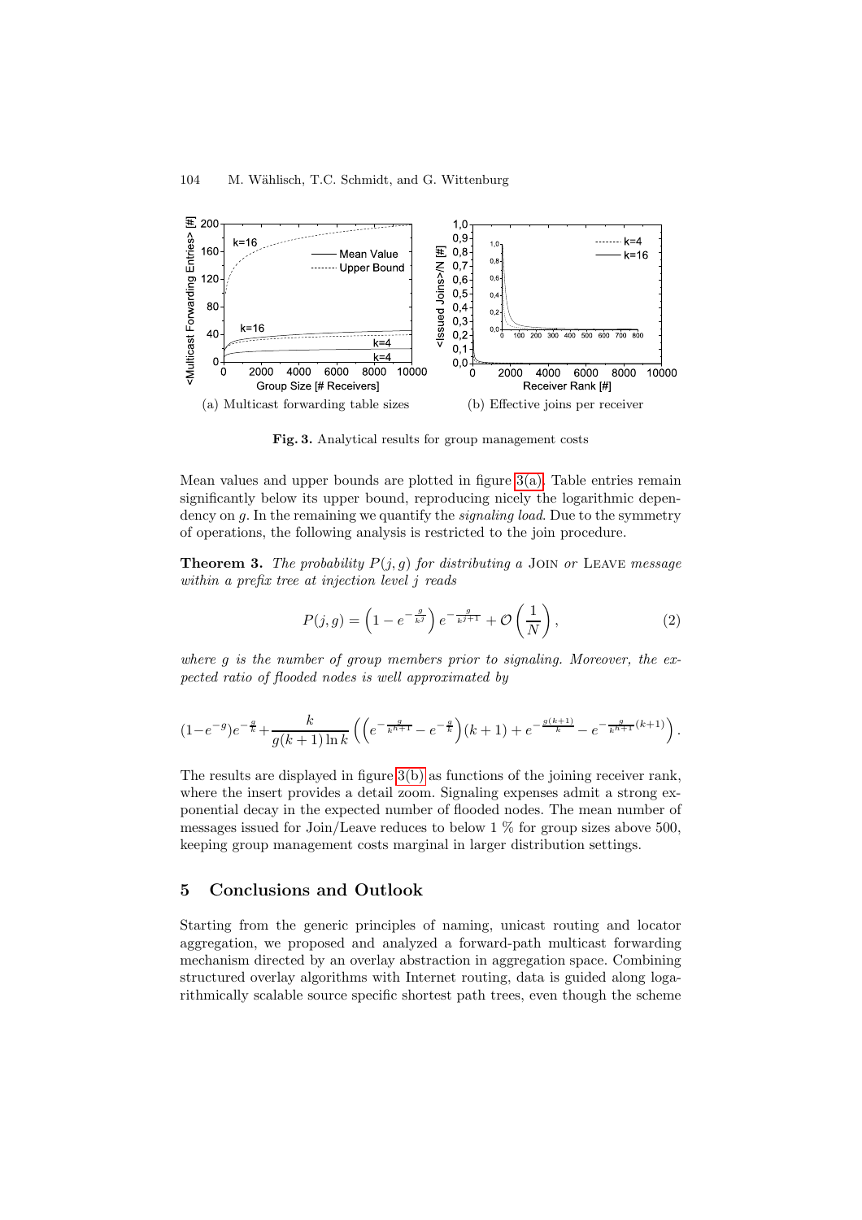(a) Multicast forwarding table sizes

(b) Effective joins per receiver

**Fig. 3.** Analytical results for group management costs

Mean values and upper bounds are plotted in figure 3(a). Table entries remain significantly below its upper bound, reproducing nicely the logarithmic dependency on $g$. In the remaining we quantify the *signaling load*. Due to the symmetry of operations, the following analysis is restricted to the join procedure.

**Theorem 3.** *The probability $P(j, g)$ for distributing a* JOIN *or* LEAVE *message within a prefix tree at injection level $j$ reads*

$$P(j, g) = \left(1 - e^{-\frac{g}{k^j}}\right) e^{-\frac{g}{k^{j+1}}} + \mathcal{O}\left(\frac{1}{N}\right), \tag{2}$$

*where $g$ is the number of group members prior to signaling. Moreover, the expected ratio of flooded nodes is well approximated by*

$$(1 - e^{-g})e^{-\frac{g}{k}} + \frac{k}{g(k+1)\ln k}\left(\left(e^{-\frac{g}{k^{h+1}}} - e^{-\frac{g}{k}}\right)(k+1) + e^{-\frac{g(k+1)}{k}} - e^{-\frac{g}{k^{h+1}}(k+1)}\right).$$

The results are displayed in figure 3(b) as functions of the joining receiver rank, where the insert provides a detail zoom. Signaling expenses admit a strong exponential decay in the expected number of flooded nodes. The mean number of messages issued for Join/Leave reduces to below 1 % for group sizes above 500, keeping group management costs marginal in larger distribution settings.

## 5 Conclusions and Outlook

Starting from the generic principles of naming, unicast routing and locator aggregation, we proposed and analyzed a forward-path multicast forwarding mechanism directed by an overlay abstraction in aggregation space. Combining structured overlay algorithms with Internet routing, data is guided along logarithmically scalable source specific shortest path trees, even though the scheme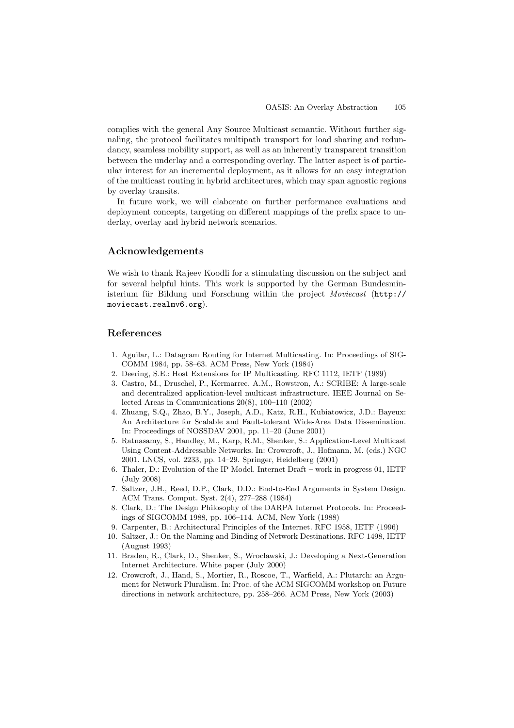complies with the general Any Source Multicast semantic. Without further signaling, the protocol facilitates multipath transport for load sharing and redundancy, seamless mobility support, as well as an inherently transparent transition between the underlay and a corresponding overlay. The latter aspect is of particular interest for an incremental deployment, as it allows for an easy integration of the multicast routing in hybrid architectures, which may span agnostic regions by overlay transits.

In future work, we will elaborate on further performance evaluations and deployment concepts, targeting on different mappings of the prefix space to underlay, overlay and hybrid network scenarios.

## Acknowledgements

We wish to thank Rajeev Koodli for a stimulating discussion on the subject and for several helpful hints. This work is supported by the German Bundesministerium für Bildung und Forschung within the project *Moviecast* (`http://moviecast.realmv6.org`).

## References

1. Aguilar, L.: Datagram Routing for Internet Multicasting. In: Proceedings of SIGCOMM 1984, pp. 58–63. ACM Press, New York (1984)
2. Deering, S.E.: Host Extensions for IP Multicasting. RFC 1112, IETF (1989)
3. Castro, M., Druschel, P., Kermarrec, A.M., Rowstron, A.: SCRIBE: A large-scale and decentralized application-level multicast infrastructure. IEEE Journal on Selected Areas in Communications 20(8), 100–110 (2002)
4. Zhuang, S.Q., Zhao, B.Y., Joseph, A.D., Katz, R.H., Kubiatowicz, J.D.: Bayeux: An Architecture for Scalable and Fault-tolerant Wide-Area Data Dissemination. In: Proceedings of NOSSDAV 2001, pp. 11–20 (June 2001)
5. Ratnasamy, S., Handley, M., Karp, R.M., Shenker, S.: Application-Level Multicast Using Content-Addressable Networks. In: Crowcroft, J., Hofmann, M. (eds.) NGC 2001. LNCS, vol. 2233, pp. 14–29. Springer, Heidelberg (2001)
6. Thaler, D.: Evolution of the IP Model. Internet Draft – work in progress 01, IETF (July 2008)
7. Saltzer, J.H., Reed, D.P., Clark, D.D.: End-to-End Arguments in System Design. ACM Trans. Comput. Syst. 2(4), 277–288 (1984)
8. Clark, D.: The Design Philosophy of the DARPA Internet Protocols. In: Proceedings of SIGCOMM 1988, pp. 106–114. ACM, New York (1988)
9. Carpenter, B.: Architectural Principles of the Internet. RFC 1958, IETF (1996)
10. Saltzer, J.: On the Naming and Binding of Network Destinations. RFC 1498, IETF (August 1993)
11. Braden, R., Clark, D., Shenker, S., Wroclawski, J.: Developing a Next-Generation Internet Architecture. White paper (July 2000)
12. Crowcroft, J., Hand, S., Mortier, R., Roscoe, T., Warfield, A.: Plutarch: an Argument for Network Pluralism. In: Proc. of the ACM SIGCOMM workshop on Future directions in network architecture, pp. 258–266. ACM Press, New York (2003)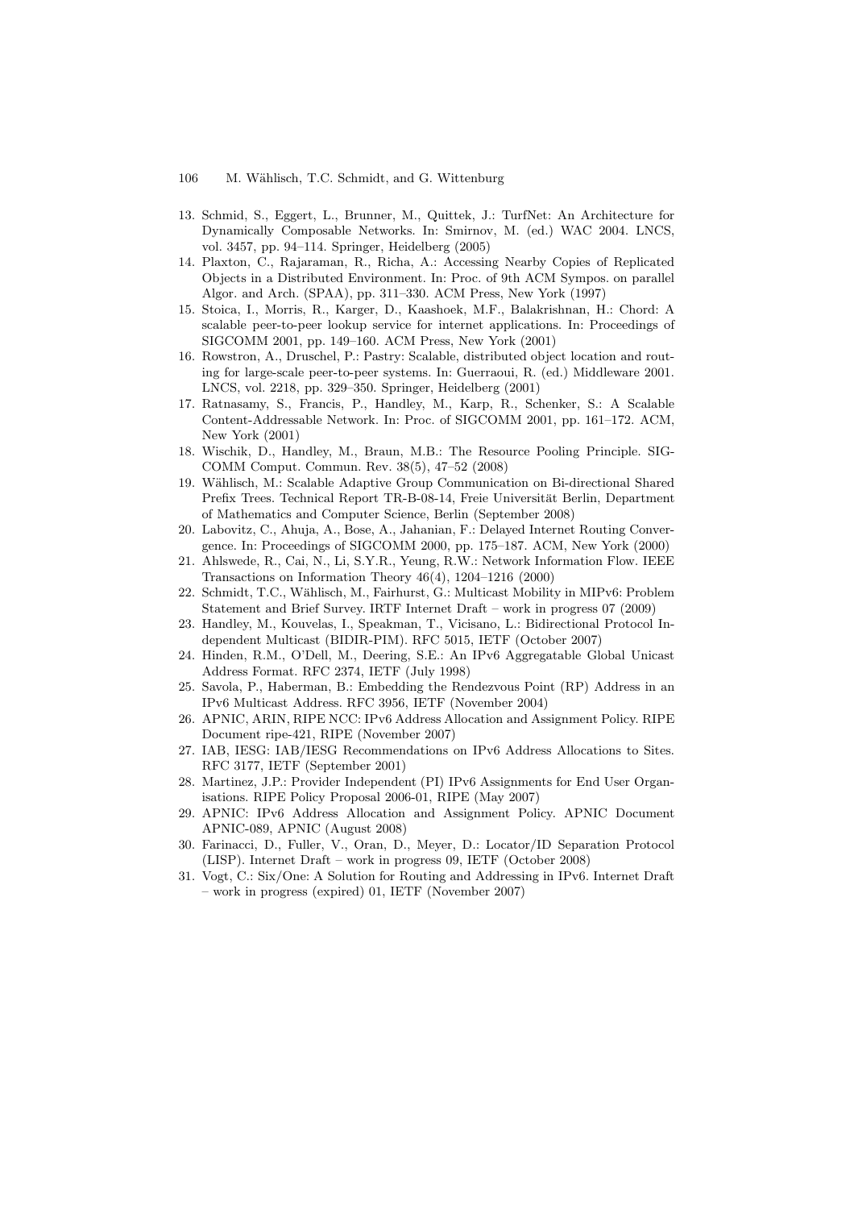13. Schmid, S., Eggert, L., Brunner, M., Quittek, J.: TurfNet: An Architecture for Dynamically Composable Networks. In: Smirnov, M. (ed.) WAC 2004. LNCS, vol. 3457, pp. 94–114. Springer, Heidelberg (2005)
14. Plaxton, C., Rajaraman, R., Richa, A.: Accessing Nearby Copies of Replicated Objects in a Distributed Environment. In: Proc. of 9th ACM Sympos. on parallel Algor. and Arch. (SPAA), pp. 311–330. ACM Press, New York (1997)
15. Stoica, I., Morris, R., Karger, D., Kaashoek, M.F., Balakrishnan, H.: Chord: A scalable peer-to-peer lookup service for internet applications. In: Proceedings of SIGCOMM 2001, pp. 149–160. ACM Press, New York (2001)
16. Rowstron, A., Druschel, P.: Pastry: Scalable, distributed object location and routing for large-scale peer-to-peer systems. In: Guerraoui, R. (ed.) Middleware 2001. LNCS, vol. 2218, pp. 329–350. Springer, Heidelberg (2001)
17. Ratnasamy, S., Francis, P., Handley, M., Karp, R., Schenker, S.: A Scalable Content-Addressable Network. In: Proc. of SIGCOMM 2001, pp. 161–172. ACM, New York (2001)
18. Wischik, D., Handley, M., Braun, M.B.: The Resource Pooling Principle. SIGCOMM Comput. Commun. Rev. 38(5), 47–52 (2008)
19. Wählisch, M.: Scalable Adaptive Group Communication on Bi-directional Shared Prefix Trees. Technical Report TR-B-08-14, Freie Universität Berlin, Department of Mathematics and Computer Science, Berlin (September 2008)
20. Labovitz, C., Ahuja, A., Bose, A., Jahanian, F.: Delayed Internet Routing Convergence. In: Proceedings of SIGCOMM 2000, pp. 175–187. ACM, New York (2000)
21. Ahlswede, R., Cai, N., Li, S.Y.R., Yeung, R.W.: Network Information Flow. IEEE Transactions on Information Theory 46(4), 1204–1216 (2000)
22. Schmidt, T.C., Wählisch, M., Fairhurst, G.: Multicast Mobility in MIPv6: Problem Statement and Brief Survey. IRTF Internet Draft – work in progress 07 (2009)
23. Handley, M., Kouvelas, I., Speakman, T., Vicisano, L.: Bidirectional Protocol Independent Multicast (BIDIR-PIM). RFC 5015, IETF (October 2007)
24. Hinden, R.M., O'Dell, M., Deering, S.E.: An IPv6 Aggregatable Global Unicast Address Format. RFC 2374, IETF (July 1998)
25. Savola, P., Haberman, B.: Embedding the Rendezvous Point (RP) Address in an IPv6 Multicast Address. RFC 3956, IETF (November 2004)
26. APNIC, ARIN, RIPE NCC: IPv6 Address Allocation and Assignment Policy. RIPE Document ripe-421, RIPE (November 2007)
27. IAB, IESG: IAB/IESG Recommendations on IPv6 Address Allocations to Sites. RFC 3177, IETF (September 2001)
28. Martinez, J.P.: Provider Independent (PI) IPv6 Assignments for End User Organisations. RIPE Policy Proposal 2006-01, RIPE (May 2007)
29. APNIC: IPv6 Address Allocation and Assignment Policy. APNIC Document APNIC-089, APNIC (August 2008)
30. Farinacci, D., Fuller, V., Oran, D., Meyer, D.: Locator/ID Separation Protocol (LISP). Internet Draft – work in progress 09, IETF (October 2008)
31. Vogt, C.: Six/One: A Solution for Routing and Addressing in IPv6. Internet Draft – work in progress (expired) 01, IETF (November 2007)